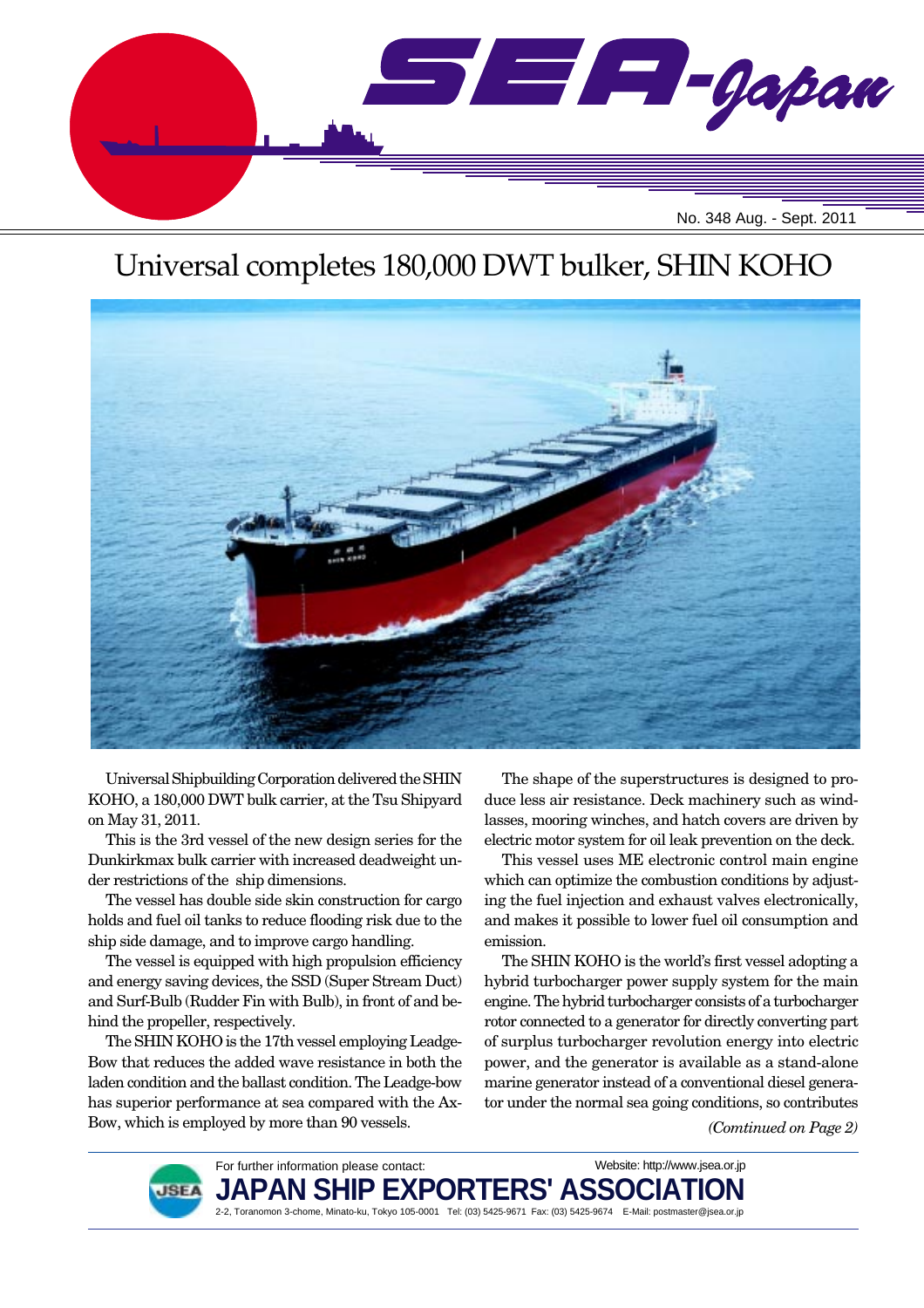# SEA-Japan

No. 348 Aug. - Sept. 2011

## Universal completes 180,000 DWT bulker, SHIN KOHO

Universal Shipbuilding Corporation delivered the SHIN KOHO, a 180,000 DWT bulk carrier, at the Tsu Shipyard on May 31, 2011.

This is the 3rd vessel of the new design series for the Dunkirkmax bulk carrier with increased deadweight under restrictions of the ship dimensions.

The vessel has double side skin construction for cargo holds and fuel oil tanks to reduce flooding risk due to the ship side damage, and to improve cargo handling.

The vessel is equipped with high propulsion efficiency and energy saving devices, the SSD (Super Stream Duct) and Surf-Bulb (Rudder Fin with Bulb), in front of and behind the propeller, respectively.

The SHIN KOHO is the 17th vessel employing Leadge-Bow that reduces the added wave resistance in both the laden condition and the ballast condition. The Leadge-bow has superior performance at sea compared with the Ax-Bow, which is employed by more than 90 vessels.

The shape of the superstructures is designed to produce less air resistance. Deck machinery such as windlasses, mooring winches, and hatch covers are driven by electric motor system for oil leak prevention on the deck.

This vessel uses ME electronic control main engine which can optimize the combustion conditions by adjusting the fuel injection and exhaust valves electronically, and makes it possible to lower fuel oil consumption and emission.

The SHIN KOHO is the world's first vessel adopting a hybrid turbocharger power supply system for the main engine. The hybrid turbocharger consists of a turbocharger rotor connected to a generator for directly converting part of surplus turbocharger revolution energy into electric power, and the generator is available as a stand-alone marine generator instead of a conventional diesel generator under the normal sea going conditions, so contributes

*(Comtinued on Page 2)*

For further information please contact:

Website: http://www.jsea.or.jp

**JAPAN SHIP EXPORTERS' ASSOCIATION**

2-2, Toranomon 3-chome, Minato-ku, Tokyo 105-0001 Tel: (03) 5425-9671 Fax: (03) 5425-9674 E-Mail: postmaster@jsea.or.jp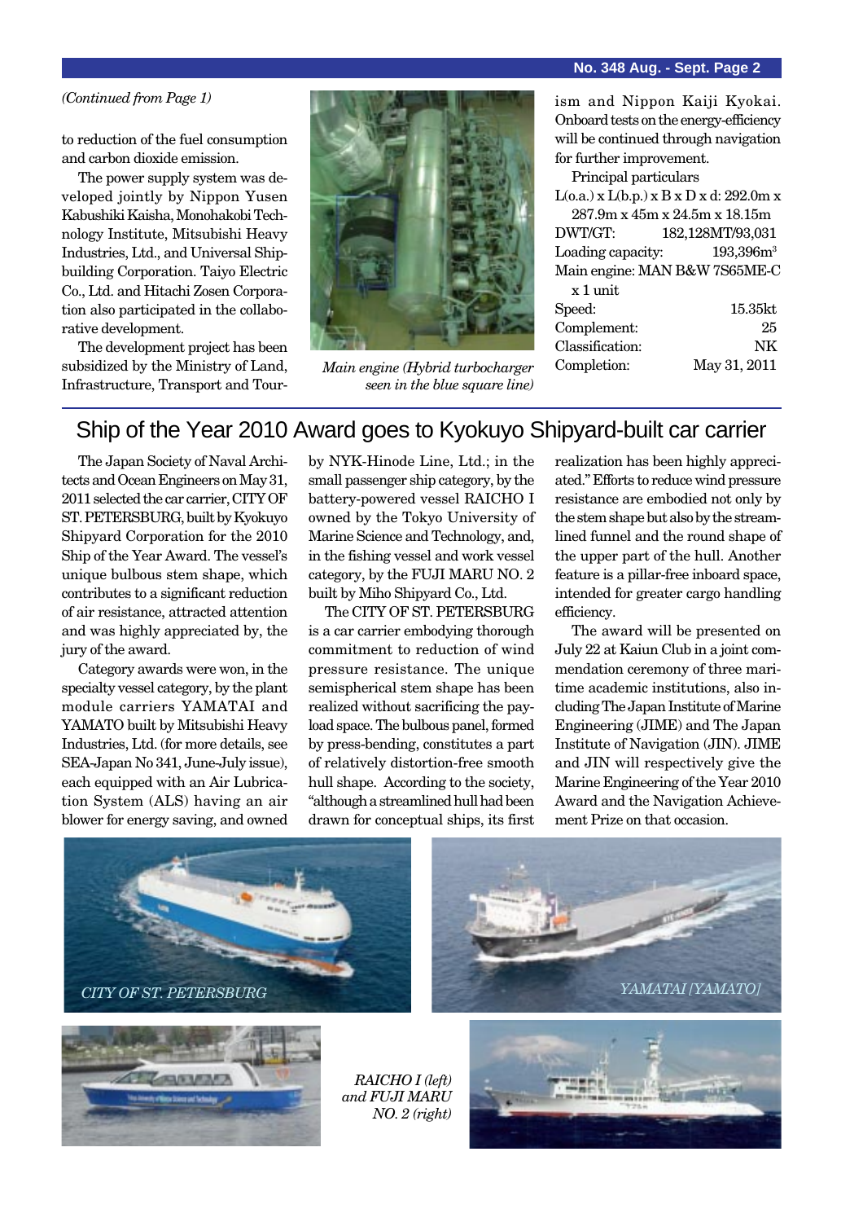*(Continued from Page 1)*

to reduction of the fuel consumption and carbon dioxide emission.

The power supply system was developed jointly by Nippon Yusen Kabushiki Kaisha, Monohakobi Technology Institute, Mitsubishi Heavy Industries, Ltd., and Universal Shipbuilding Corporation. Taiyo Electric Co., Ltd. and Hitachi Zosen Corporation also participated in the collaborative development.

The development project has been subsidized by the Ministry of Land, Infrastructure, Transport and Tourism and Nippon Kaiji Kyokai. Onboard tests on the energy-efficiency will be continued through navigation for further improvement.

*Main engine (Hybrid turbocharger seen in the blue square line)*

Principal particulars

L(o.a.) x L(b.p.) x B x D x d: 292.0m x 287.9m x 45m x 24.5m x 18.15m

| | |
|---|---|
| DWT/GT: | 182,128MT/93,031 |
| Loading capacity: | 193,396m$^3$ |
| Main engine: MAN B&W 7S65ME-C x 1 unit | |
| Speed: | 15.35kt |
| Complement: | 25 |
| Classification: | NK |
| Completion: | May 31, 2011 |

## Ship of the Year 2010 Award goes to Kyokuyo Shipyard-built car carrier

The Japan Society of Naval Architects and Ocean Engineers on May 31, 2011 selected the car carrier, CITY OF ST. PETERSBURG, built by Kyokuyo Shipyard Corporation for the 2010 Ship of the Year Award. The vessel's unique bulbous stem shape, which contributes to a significant reduction of air resistance, attracted attention and was highly appreciated by, the jury of the award.

Category awards were won, in the specialty vessel category, by the plant module carriers YAMATAI and YAMATO built by Mitsubishi Heavy Industries, Ltd. (for more details, see SEA-Japan No 341, June-July issue), each equipped with an Air Lubrication System (ALS) having an air blower for energy saving, and owned by NYK-Hinode Line, Ltd.; in the small passenger ship category, by the battery-powered vessel RAICHO I owned by the Tokyo University of Marine Science and Technology, and, in the fishing vessel and work vessel category, by the FUJI MARU NO. 2 built by Miho Shipyard Co., Ltd.

The CITY OF ST. PETERSBURG is a car carrier embodying thorough commitment to reduction of wind pressure resistance. The unique semispherical stem shape has been realized without sacrificing the payload space. The bulbous panel, formed by press-bending, constitutes a part of relatively distortion-free smooth hull shape. According to the society, "although a streamlined hull had been drawn for conceptual ships, its first realization has been highly appreciated." Efforts to reduce wind pressure resistance are embodied not only by the stem shape but also by the streamlined funnel and the round shape of the upper part of the hull. Another feature is a pillar-free inboard space, intended for greater cargo handling efficiency.

The award will be presented on July 22 at Kaiun Club in a joint commendation ceremony of three maritime academic institutions, also including The Japan Institute of Marine Engineering (JIME) and The Japan Institute of Navigation (JIN). JIME and JIN will respectively give the Marine Engineering of the Year 2010 Award and the Navigation Achievement Prize on that occasion.

*CITY OF ST. PETERSBURG*

*YAMATAI [YAMATO]*

*RAICHO I (left) and FUJI MARU NO. 2 (right)*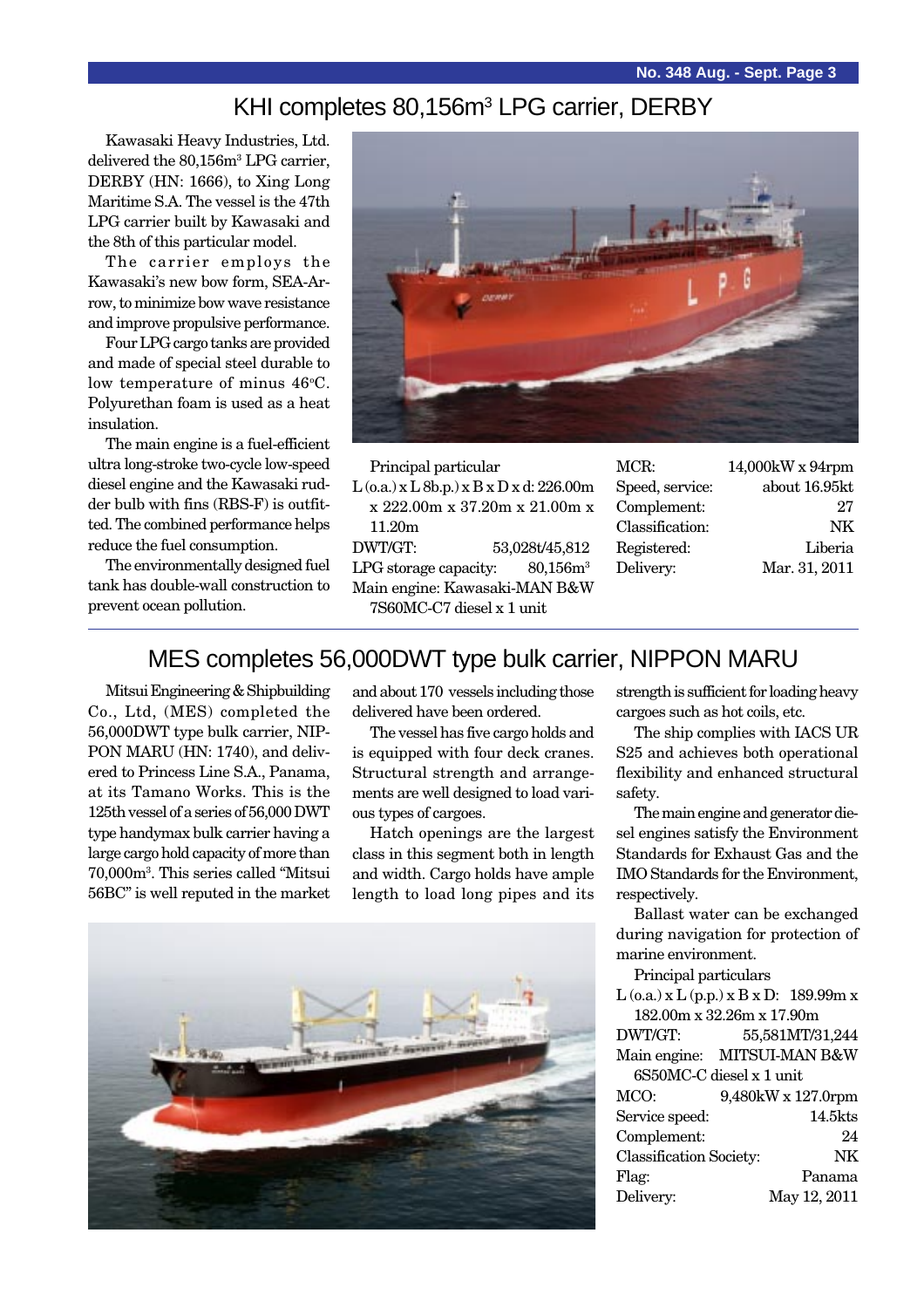# KHI completes 80,156m³ LPG carrier, DERBY

Kawasaki Heavy Industries, Ltd. delivered the 80,156m³ LPG carrier, DERBY (HN: 1666), to Xing Long Maritime S.A. The vessel is the 47th LPG carrier built by Kawasaki and the 8th of this particular model.

The carrier employs the Kawasaki's new bow form, SEA-Arrow, to minimize bow wave resistance and improve propulsive performance.

Four LPG cargo tanks are provided and made of special steel durable to low temperature of minus 46°C. Polyurethan foam is used as a heat insulation.

The main engine is a fuel-efficient ultra long-stroke two-cycle low-speed diesel engine and the Kawasaki rudder bulb with fins (RBS-F) is outfitted. The combined performance helps reduce the fuel consumption.

The environmentally designed fuel tank has double-wall construction to prevent ocean pollution.

Principal particular

L (o.a.) x L 8b.p.) x B x D x d: 226.00m x 222.00m x 37.20m x 21.00m x 11.20m

| | |
|---|---|
| DWT/GT: | 53,028t/45,812 |
| LPG storage capacity: | 80,156m³ |
| Main engine: | Kawasaki-MAN B&W 7S60MC-C7 diesel x 1 unit |
| MCR: | 14,000kW x 94rpm |
| Speed, service: | about 16.95kt |
| Complement: | 27 |
| Classification: | NK |
| Registered: | Liberia |
| Delivery: | Mar. 31, 2011 |

# MES completes 56,000DWT type bulk carrier, NIPPON MARU

Mitsui Engineering & Shipbuilding Co., Ltd, (MES) completed the 56,000DWT type bulk carrier, NIPPON MARU (HN: 1740), and delivered to Princess Line S.A., Panama, at its Tamano Works. This is the 125th vessel of a series of 56,000 DWT type handymax bulk carrier having a large cargo hold capacity of more than 70,000m³. This series called "Mitsui 56BC" is well reputed in the market and about 170 vessels including those delivered have been ordered.

The vessel has five cargo holds and is equipped with four deck cranes. Structural strength and arrangements are well designed to load various types of cargoes.

Hatch openings are the largest class in this segment both in length and width. Cargo holds have ample length to load long pipes and its strength is sufficient for loading heavy cargoes such as hot coils, etc.

The ship complies with IACS UR S25 and achieves both operational flexibility and enhanced structural safety.

The main engine and generator diesel engines satisfy the Environment Standards for Exhaust Gas and the IMO Standards for the Environment, respectively.

Ballast water can be exchanged during navigation for protection of marine environment.

Principal particulars

L (o.a.) x L (p.p.) x B x D: 189.99m x 182.00m x 32.26m x 17.90m

| | |
|---|---|
| DWT/GT: | 55,581MT/31,244 |
| Main engine: | MITSUI-MAN B&W 6S50MC-C diesel x 1 unit |
| MCO: | 9,480kW x 127.0rpm |
| Service speed: | 14.5kts |
| Complement: | 24 |
| Classification Society: | NK |
| Flag: | Panama |
| Delivery: | May 12, 2011 |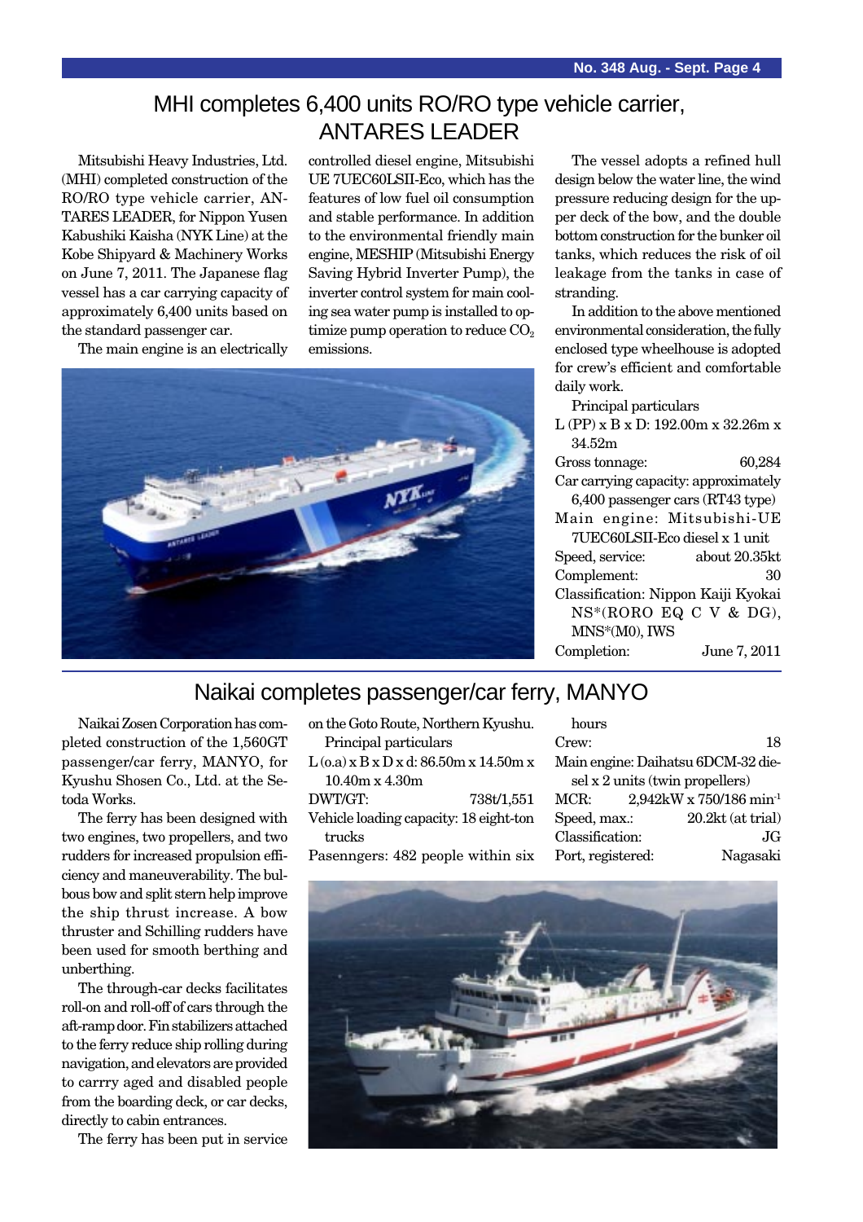# MHI completes 6,400 units RO/RO type vehicle carrier, ANTARES LEADER

Mitsubishi Heavy Industries, Ltd. (MHI) completed construction of the RO/RO type vehicle carrier, ANTARES LEADER, for Nippon Yusen Kabushiki Kaisha (NYK Line) at the Kobe Shipyard & Machinery Works on June 7, 2011. The Japanese flag vessel has a car carrying capacity of approximately 6,400 units based on the standard passenger car.

The main engine is an electrically controlled diesel engine, Mitsubishi UE 7UEC60LSII-Eco, which has the features of low fuel oil consumption and stable performance. In addition to the environmental friendly main engine, MESHIP (Mitsubishi Energy Saving Hybrid Inverter Pump), the inverter control system for main cooling sea water pump is installed to optimize pump operation to reduce $CO_2$ emissions.

The vessel adopts a refined hull design below the water line, the wind pressure reducing design for the upper deck of the bow, and the double bottom construction for the bunker oil tanks, which reduces the risk of oil leakage from the tanks in case of stranding.

In addition to the above mentioned environmental consideration, the fully enclosed type wheelhouse is adopted for crew's efficient and comfortable daily work.

Principal particulars

L (PP) x B x D: 192.00m x 32.26m x 34.52m

Gross tonnage: 60,284

Car carrying capacity: approximately 6,400 passenger cars (RT43 type)

Main engine: Mitsubishi-UE 7UEC60LSII-Eco diesel x 1 unit

Speed, service: about 20.35kt

Complement: 30

Classification: Nippon Kaiji Kyokai NS*(RORO EQ C V & DG), MNS*(M0), IWS

Completion: June 7, 2011

# Naikai completes passenger/car ferry, MANYO

Naikai Zosen Corporation has completed construction of the 1,560GT passenger/car ferry, MANYO, for Kyushu Shosen Co., Ltd. at the Setoda Works.

The ferry has been designed with two engines, two propellers, and two rudders for increased propulsion efficiency and maneuverability. The bulbous bow and split stern help improve the ship thrust increase. A bow thruster and Schilling rudders have been used for smooth berthing and unberthing.

The through-car decks facilitates roll-on and roll-off of cars through the aft-ramp door. Fin stabilizers attached to the ferry reduce ship rolling during navigation, and elevators are provided to carrry aged and disabled people from the boarding deck, or car decks, directly to cabin entrances.

The ferry has been put in service on the Goto Route, Northern Kyushu.

Principal particulars

L (o.a) x B x D x d: 86.50m x 14.50m x 10.40m x 4.30m

DWT/GT: 738t/1,551

Vehicle loading capacity: 18 eight-ton trucks

Pasenngers: 482 people within six hours

Crew: 18

Main engine: Daihatsu 6DCM-32 diesel x 2 units (twin propellers)

MCR: 2,942kW x 750/186 $min^{-1}$

Speed, max.: 20.2kt (at trial)

Classification: JG

Port, registered: Nagasaki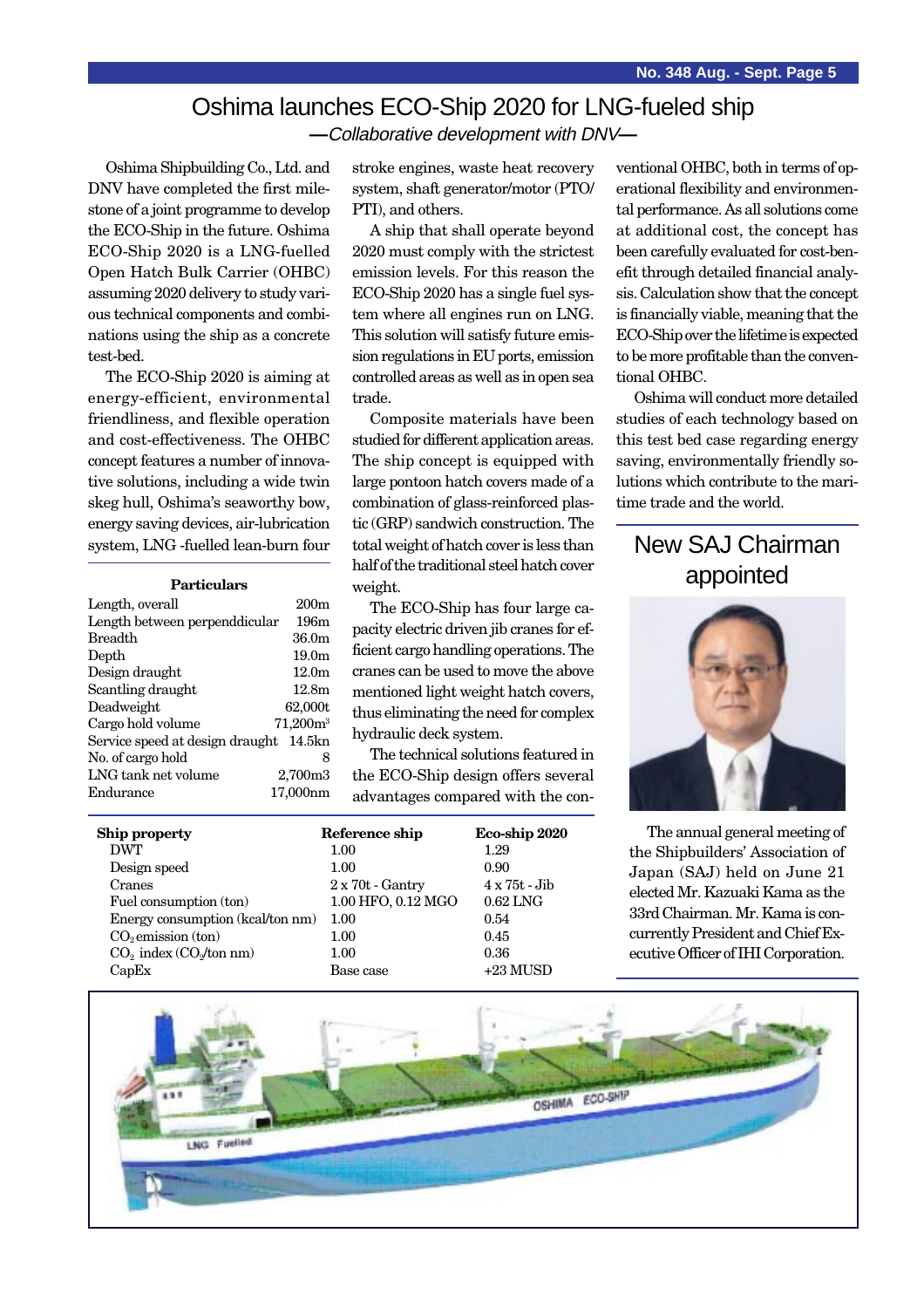# Oshima launches ECO-Ship 2020 for LNG-fueled ship

*—Collaborative development with DNV—*

Oshima Shipbuilding Co., Ltd. and DNV have completed the first milestone of a joint programme to develop the ECO-Ship in the future. Oshima ECO-Ship 2020 is a LNG-fuelled Open Hatch Bulk Carrier (OHBC) assuming 2020 delivery to study various technical components and combinations using the ship as a concrete test-bed.

The ECO-Ship 2020 is aiming at energy-efficient, environmental friendliness, and flexible operation and cost-effectiveness. The OHBC concept features a number of innovative solutions, including a wide twin skeg hull, Oshima's seaworthy bow, energy saving devices, air-lubrication system, LNG -fuelled lean-burn four stroke engines, waste heat recovery system, shaft generator/motor (PTO/PTI), and others.

| Particulars | |
|---|---|
| Length, overall | 200m |
| Length between perpenddicular | 196m |
| Breadth | 36.0m |
| Depth | 19.0m |
| Design draught | 12.0m |
| Scantling draught | 12.8m |
| Deadweight | 62,000t |
| Cargo hold volume | 71,200m$^3$ |
| Service speed at design draught | 14.5kn |
| No. of cargo hold | 8 |
| LNG tank net volume | 2,700m3 |
| Endurance | 17,000nm |

A ship that shall operate beyond 2020 must comply with the strictest emission levels. For this reason the ECO-Ship 2020 has a single fuel system where all engines run on LNG. This solution will satisfy future emission regulations in EU ports, emission controlled areas as well as in open sea trade.

Composite materials have been studied for different application areas. The ship concept is equipped with large pontoon hatch covers made of a combination of glass-reinforced plastic (GRP) sandwich construction. The total weight of hatch cover is less than half of the traditional steel hatch cover weight.

The ECO-Ship has four large capacity electric driven jib cranes for efficient cargo handling operations. The cranes can be used to move the above mentioned light weight hatch covers, thus eliminating the need for complex hydraulic deck system.

The technical solutions featured in the ECO-Ship design offers several advantages compared with the conventional OHBC, both in terms of operational flexibility and environmental performance. As all solutions come at additional cost, the concept has been carefully evaluated for cost-benefit through detailed financial analysis. Calculation show that the concept is financially viable, meaning that the ECO-Ship over the lifetime is expected to be more profitable than the conventional OHBC.

Oshima will conduct more detailed studies of each technology based on this test bed case regarding energy saving, environmentally friendly solutions which contribute to the maritime trade and the world.

| Ship property | Reference ship | Eco-ship 2020 |
|---|---|---|
| DWT | 1.00 | 1.29 |
| Design speed | 1.00 | 0.90 |
| Cranes | 2 x 70t - Gantry | 4 x 75t - Jib |
| Fuel consumption (ton) | 1.00 HFO, 0.12 MGO | 0.62 LNG |
| Energy consumption (kcal/ton nm) | 1.00 | 0.54 |
| $CO_2$ emission (ton) | 1.00 | 0.45 |
| $CO_2$ index ($CO_2$/ton nm) | 1.00 | 0.36 |
| CapEx | Base case | +23 MUSD |

# New SAJ Chairman appointed

The annual general meeting of the Shipbuilders' Association of Japan (SAJ) held on June 21 elected Mr. Kazuaki Kama as the 33rd Chairman. Mr. Kama is concurrently President and Chief Executive Officer of IHI Corporation.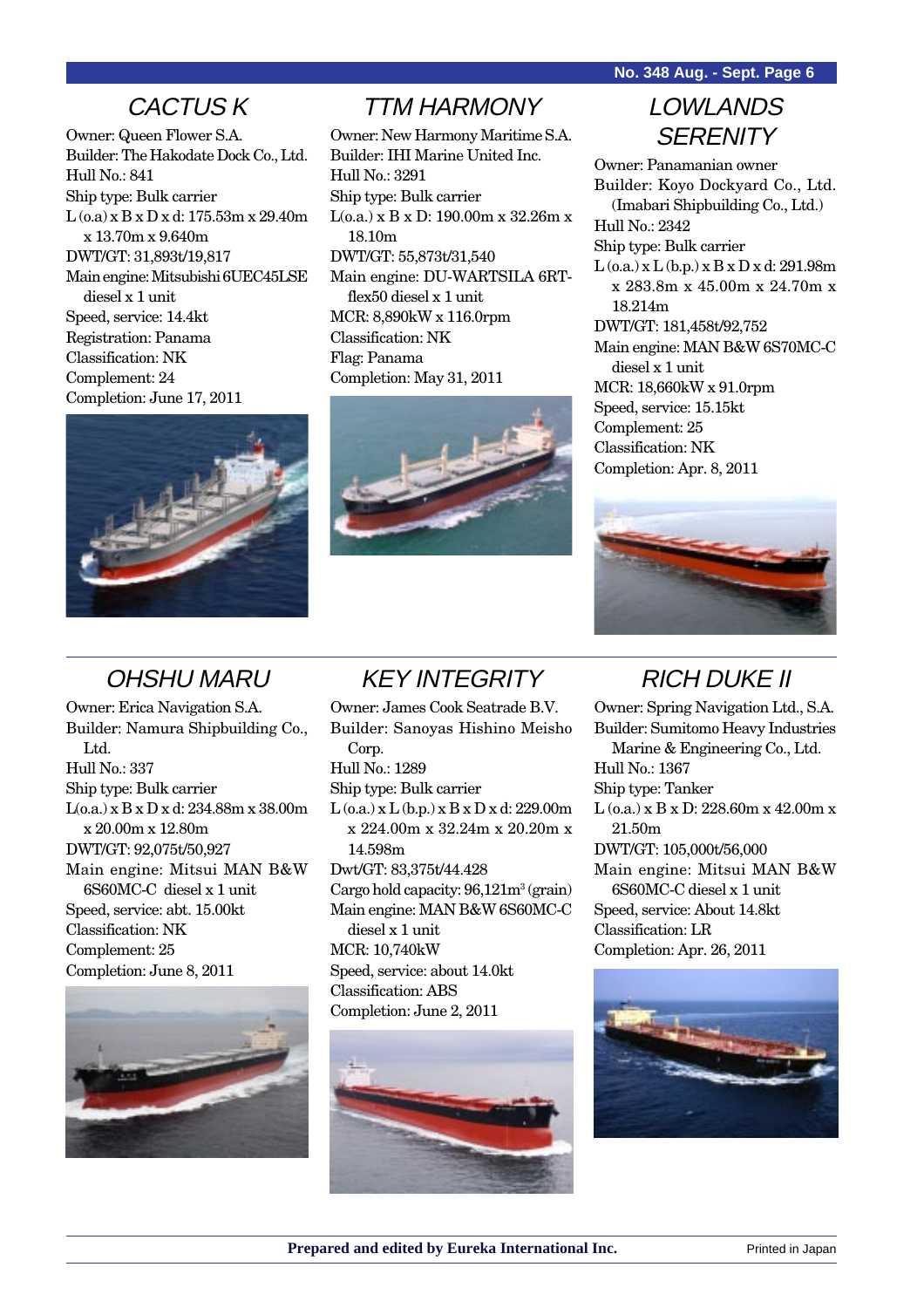## CACTUS K

Owner: Queen Flower S.A.
Builder: The Hakodate Dock Co., Ltd.
Hull No.: 841
Ship type: Bulk carrier
L (o.a) x B x D x d: 175.53m x 29.40m x 13.70m x 9.640m
DWT/GT: 31,893t/19,817
Main engine: Mitsubishi 6UEC45LSE diesel x 1 unit
Speed, service: 14.4kt
Registration: Panama
Classification: NK
Complement: 24
Completion: June 17, 2011

## TTM HARMONY

Owner: New Harmony Maritime S.A.
Builder: IHI Marine United Inc.
Hull No.: 3291
Ship type: Bulk carrier
L(o.a.) x B x D: 190.00m x 32.26m x 18.10m
DWT/GT: 55,873t/31,540
Main engine: DU-WARTSILA 6RT-flex50 diesel x 1 unit
MCR: 8,890kW x 116.0rpm
Classification: NK
Flag: Panama
Completion: May 31, 2011

## LOWLANDS SERENITY

Owner: Panamanian owner
Builder: Koyo Dockyard Co., Ltd. (Imabari Shipbuilding Co., Ltd.)
Hull No.: 2342
Ship type: Bulk carrier
L (o.a.) x L (b.p.) x B x D x d: 291.98m x 283.8m x 45.00m x 24.70m x 18.214m
DWT/GT: 181,458t/92,752
Main engine: MAN B&W 6S70MC-C diesel x 1 unit
MCR: 18,660kW x 91.0rpm
Speed, service: 15.15kt
Complement: 25
Classification: NK
Completion: Apr. 8, 2011

## OHSHU MARU

Owner: Erica Navigation S.A.
Builder: Namura Shipbuilding Co., Ltd.
Hull No.: 337
Ship type: Bulk carrier
L(o.a.) x B x D x d: 234.88m x 38.00m x 20.00m x 12.80m
DWT/GT: 92,075t/50,927
Main engine: Mitsui MAN B&W 6S60MC-C diesel x 1 unit
Speed, service: abt. 15.00kt
Classification: NK
Complement: 25
Completion: June 8, 2011

## KEY INTEGRITY

Owner: James Cook Seatrade B.V.
Builder: Sanoyas Hishino Meisho Corp.
Hull No.: 1289
Ship type: Bulk carrier
L (o.a.) x L (b.p.) x B x D x d: 229.00m x 224.00m x 32.24m x 20.20m x 14.598m
Dwt/GT: 83,375t/44.428
Cargo hold capacity: 96,121m$^3$ (grain)
Main engine: MAN B&W 6S60MC-C diesel x 1 unit
MCR: 10,740kW
Speed, service: about 14.0kt
Classification: ABS
Completion: June 2, 2011

## RICH DUKE II

Owner: Spring Navigation Ltd., S.A.
Builder: Sumitomo Heavy Industries Marine & Engineering Co., Ltd.
Hull No.: 1367
Ship type: Tanker
L (o.a.) x B x D: 228.60m x 42.00m x 21.50m
DWT/GT: 105,000t/56,000
Main engine: Mitsui MAN B&W 6S60MC-C diesel x 1 unit
Speed, service: About 14.8kt
Classification: LR
Completion: Apr. 26, 2011

**Prepared and edited by Eureka International Inc.**

Printed in Japan